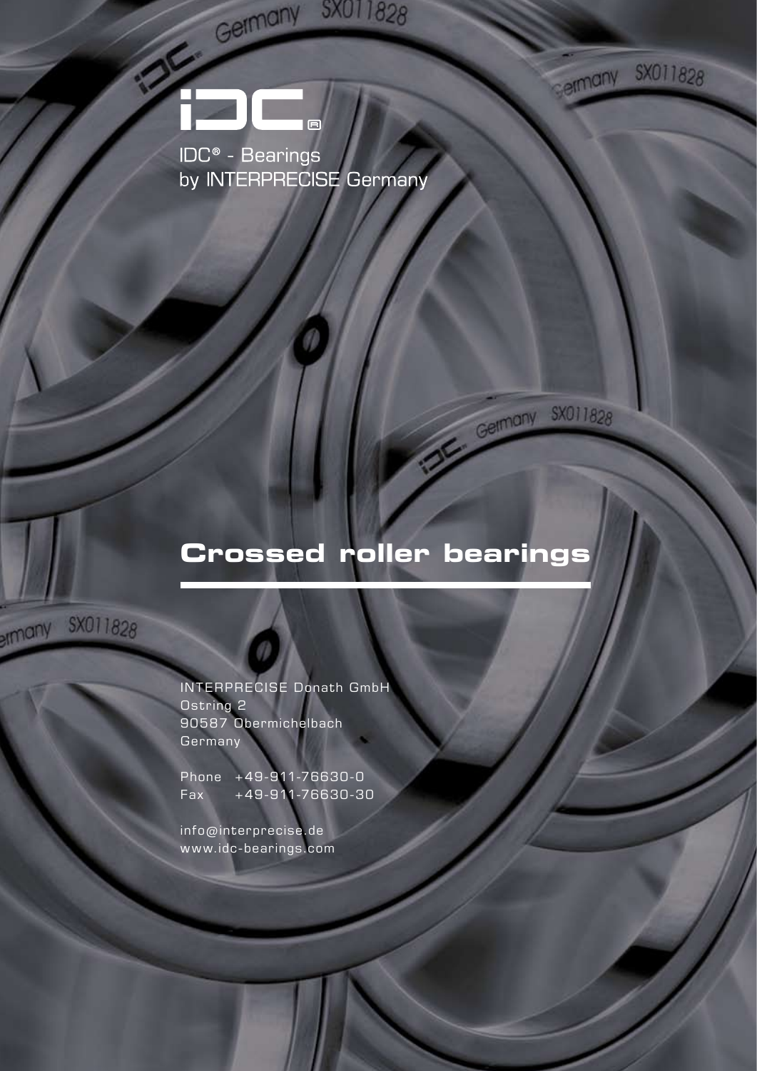IDC® - Bearings
by INTERPRECISE Germany

# Crossed roller bearings

INTERPRECISE Donath GmbH
Ostring 2
90587 Obermichelbach
Germany

Phone +49-911-76630-0
Fax +49-911-76630-30

info@interprecise.de
www.idc-bearings.com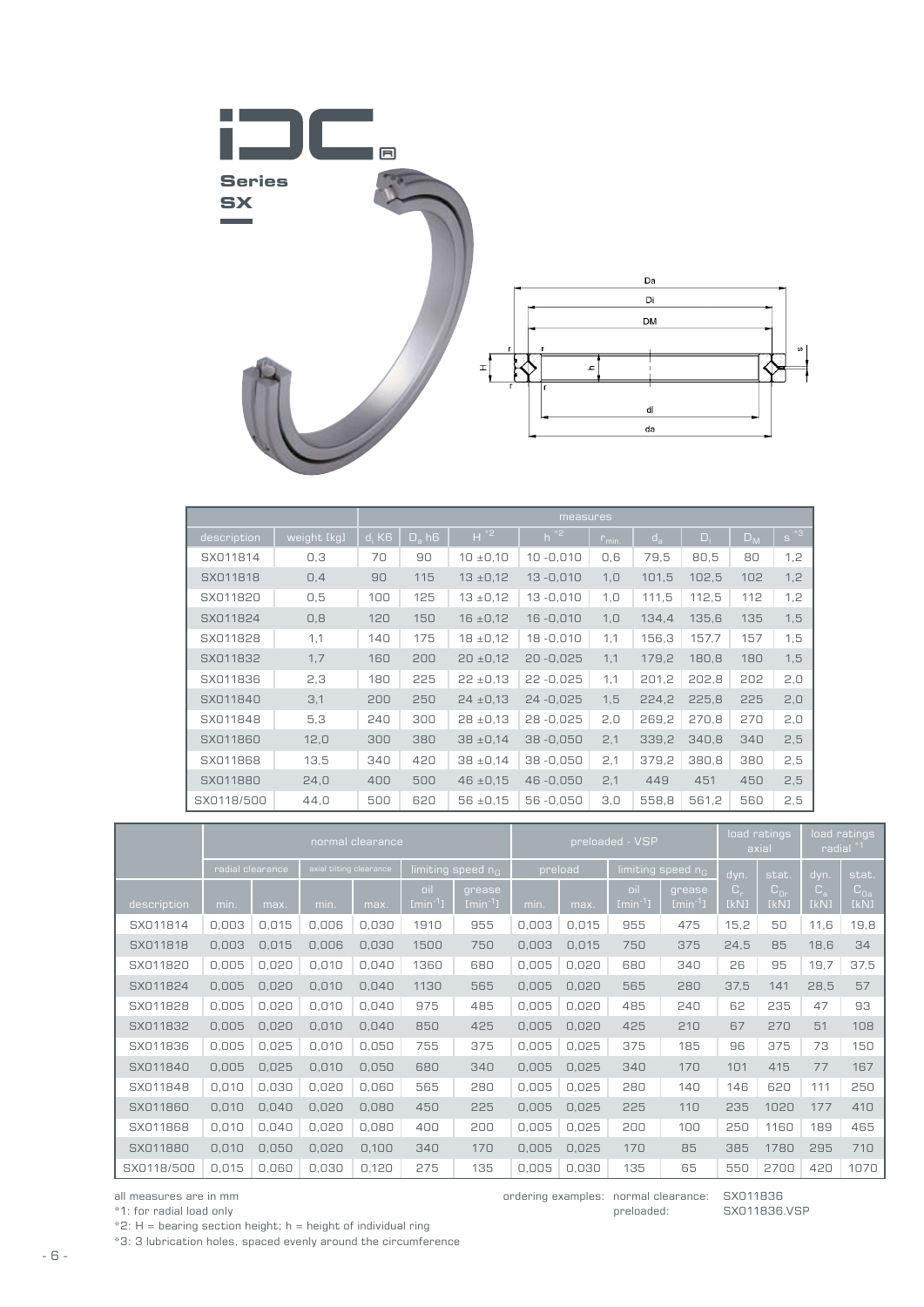**Series SX**

| description | weight [kg] | $d_i$ K6 | $D_a$ h6 | H [*2] | h [*2] | $r_{min.}$ | $d_a$ | $D_i$ | $D_M$ | s [*3] |
|---|---|---|---|---|---|---|---|---|---|---|
| | | measures | | | | | | | | |
| SX011814 | 0,3 | 70 | 90 | 10 ±0,10 | 10 -0,010 | 0,6 | 79,5 | 80,5 | 80 | 1,2 |
| SX011818 | 0,4 | 90 | 115 | 13 ±0,12 | 13 -0,010 | 1,0 | 101,5 | 102,5 | 102 | 1,2 |
| SX011820 | 0,5 | 100 | 125 | 13 ±0,12 | 13 -0,010 | 1,0 | 111,5 | 112,5 | 112 | 1,2 |
| SX011824 | 0,8 | 120 | 150 | 16 ±0,12 | 16 -0,010 | 1,0 | 134,4 | 135,6 | 135 | 1,5 |
| SX011828 | 1,1 | 140 | 175 | 18 ±0,12 | 18 -0,010 | 1,1 | 156,3 | 157,7 | 157 | 1,5 |
| SX011832 | 1,7 | 160 | 200 | 20 ±0,12 | 20 -0,025 | 1,1 | 179,2 | 180,8 | 180 | 1,5 |
| SX011836 | 2,3 | 180 | 225 | 22 ±0,13 | 22 -0,025 | 1,1 | 201,2 | 202,8 | 202 | 2,0 |
| SX011840 | 3,1 | 200 | 250 | 24 ±0,13 | 24 -0,025 | 1,5 | 224,2 | 225,8 | 225 | 2,0 |
| SX011848 | 5,3 | 240 | 300 | 28 ±0,13 | 28 -0,025 | 2,0 | 269,2 | 270,8 | 270 | 2,0 |
| SX011860 | 12,0 | 300 | 380 | 38 ±0,14 | 38 -0,050 | 2,1 | 339,2 | 340,8 | 340 | 2,5 |
| SX011868 | 13,5 | 340 | 420 | 38 ±0,14 | 38 -0,050 | 2,1 | 379,2 | 380,8 | 380 | 2,5 |
| SX011880 | 24,0 | 400 | 500 | 46 ±0,15 | 46 -0,050 | 2,1 | 449 | 451 | 450 | 2,5 |
| SX0118/500 | 44,0 | 500 | 620 | 56 ±0,15 | 56 -0,050 | 3,0 | 558,8 | 561,2 | 560 | 2,5 |

| | normal clearance | | | | | | preloaded - VSP | | | | load ratings axial | | load ratings radial [*1] | |
|---|---|---|---|---|---|---|---|---|---|---|---|---|---|---|
| | radial clearance | | axial tilting clearance | | limiting speed $n_G$ | | preload | | limiting speed $n_G$ | | dyn. | stat. | dyn. | stat. |
| description | min. | max. | min. | max. | oil [$min^{-1}$] | grease [$min^{-1}$] | min. | max. | oil [$min^{-1}$] | grease [$min^{-1}$] | $C_r$ [kN] | $C_{0r}$ [kN] | $C_a$ [kN] | $C_{0a}$ [kN] |
| SX011814 | 0,003 | 0,015 | 0,006 | 0,030 | 1910 | 955 | 0,003 | 0,015 | 955 | 475 | 15,2 | 50 | 11,6 | 19,8 |
| SX011818 | 0,003 | 0,015 | 0,006 | 0,030 | 1500 | 750 | 0,003 | 0,015 | 750 | 375 | 24,5 | 85 | 18,6 | 34 |
| SX011820 | 0,005 | 0,020 | 0,010 | 0,040 | 1360 | 680 | 0,005 | 0,020 | 680 | 340 | 26 | 95 | 19,7 | 37,5 |
| SX011824 | 0,005 | 0,020 | 0,010 | 0,040 | 1130 | 565 | 0,005 | 0,020 | 565 | 280 | 37,5 | 141 | 28,5 | 57 |
| SX011828 | 0,005 | 0,020 | 0,010 | 0,040 | 975 | 485 | 0,005 | 0,020 | 485 | 240 | 62 | 235 | 47 | 93 |
| SX011832 | 0,005 | 0,020 | 0,010 | 0,040 | 850 | 425 | 0,005 | 0,020 | 425 | 210 | 67 | 270 | 51 | 108 |
| SX011836 | 0,005 | 0,025 | 0,010 | 0,050 | 755 | 375 | 0,005 | 0,025 | 375 | 185 | 96 | 375 | 73 | 150 |
| SX011840 | 0,005 | 0,025 | 0,010 | 0,050 | 680 | 340 | 0,005 | 0,025 | 340 | 170 | 101 | 415 | 77 | 167 |
| SX011848 | 0,010 | 0,030 | 0,020 | 0,060 | 565 | 280 | 0,005 | 0,025 | 280 | 140 | 146 | 620 | 111 | 250 |
| SX011860 | 0,010 | 0,040 | 0,020 | 0,080 | 450 | 225 | 0,005 | 0,025 | 225 | 110 | 235 | 1020 | 177 | 410 |
| SX011868 | 0,010 | 0,040 | 0,020 | 0,080 | 400 | 200 | 0,005 | 0,025 | 200 | 100 | 250 | 1160 | 189 | 465 |
| SX011880 | 0,010 | 0,050 | 0,020 | 0,100 | 340 | 170 | 0,005 | 0,025 | 170 | 85 | 385 | 1780 | 295 | 710 |
| SX0118/500 | 0,015 | 0,060 | 0,030 | 0,120 | 275 | 135 | 0,005 | 0,030 | 135 | 65 | 550 | 2700 | 420 | 1070 |

all measures are in mm

*1: for radial load only

*2: H = bearing section height; h = height of individual ring

*3: 3 lubrication holes, spaced evenly around the circumference

ordering examples: normal clearance: SX011836
preloaded: SX011836.VSP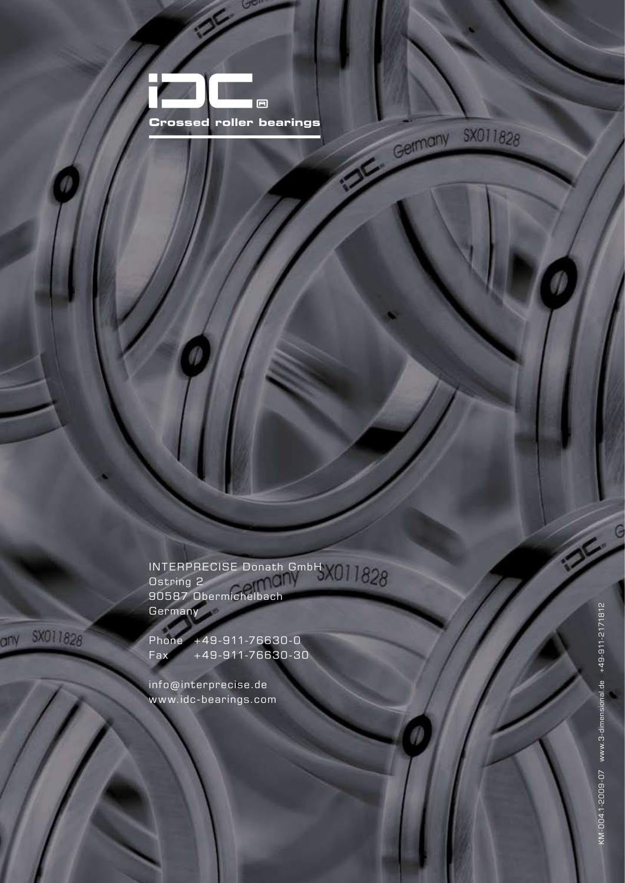iDC

**Crossed roller bearings**

INTERPRECISE Donath GmbH
Ostring 2
90587 Obermichelbach
Germany

Phone +49-911-76630-0
Fax +49-911-76630-30

info@interprecise.de
www.idc-bearings.com

KM-004.1-2009-07 www.3-dimensional.de +49-911-2171812